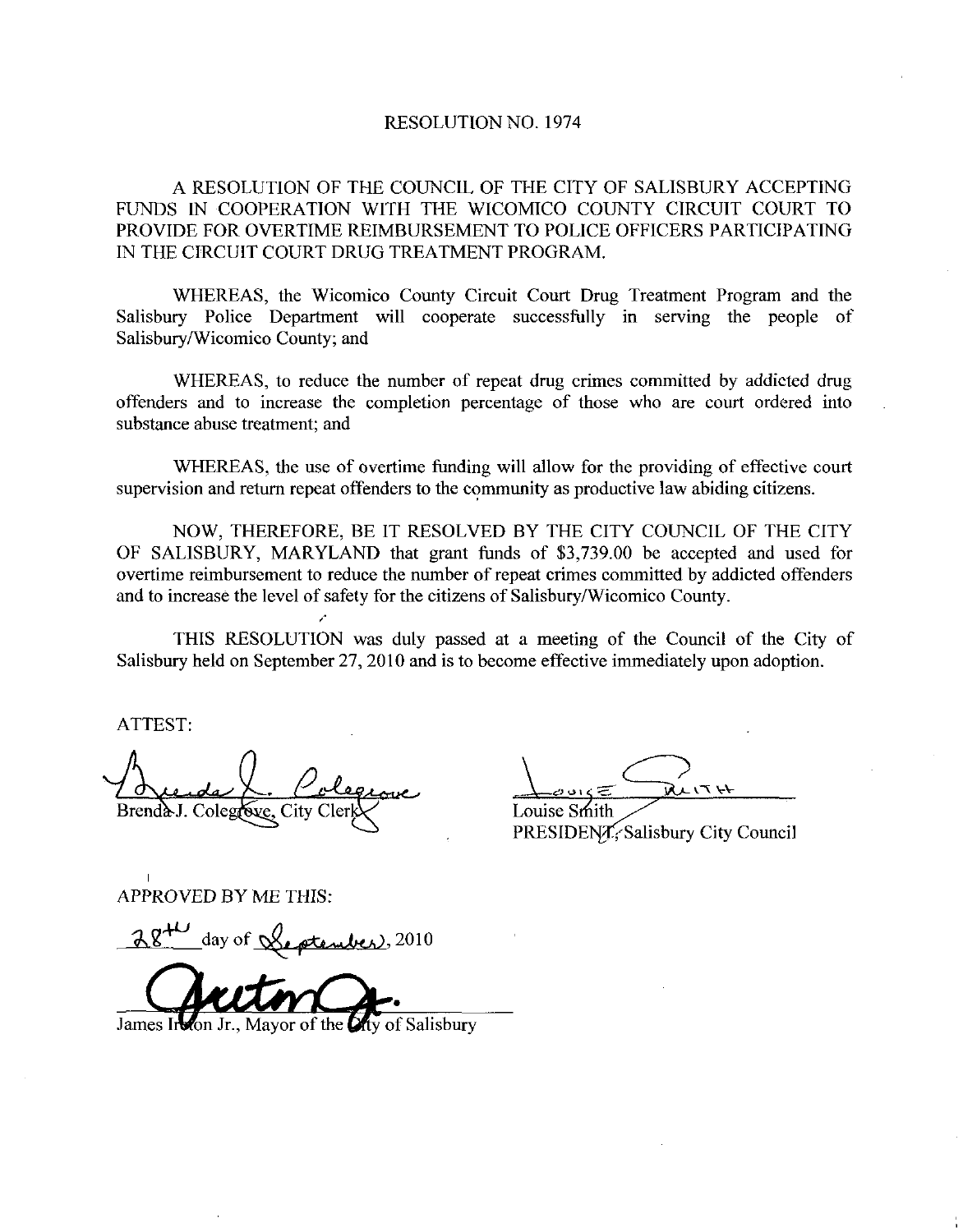# RESOLUTION NO. 1974

A RESOLUTION OF THE COUNCIL OF THE CITY OF SALISBURY ACCEPTING FUNDS IN COOPERATION WITH THE WICOMICO COUNTY CIRCUIT COURT TO PROVIDE FOR OVERTIME REIMBURSEMENT TO POLICE OFFICERS PARTICIPATING IN THE CIRCUIT COURT DRUG TREATMENT PROGRAM.

WHEREAS, the Wicomico County Circuit Court Drug Treatment Program and the Salisbury Police Department will cooperate successfully in serving the people of Salisbury/Wicomico County; and

WHEREAS, to reduce the number of repeat drug crimes committed by addicted drug offenders and to increase the completion percentage of those who are court ordered into substance abuse treatment; and

WHEREAS, the use of overtime funding will allow for the providing of effective court supervision and return repeat offenders to the community as productive law abiding citizens.

NOW, THEREFORE, BE IT RESOLVED BY THE CITY COUNCIL OF THE CITY OF SALISBURY, MARYLAND that grant funds of $3,739.00 be accepted and used for overtime reimbursement to reduce the number of repeat crimes committed by addicted offenders and to increase the level of safety for the citizens of Salisbury/Wicomico County.

THIS RESOLUTION was duly passed at a meeting of the Council of the City of Salisbury held on September 27, 2010 and is to become effective immediately upon adoption.

ATTEST:

Brenda J. Colegrove, City Clerk

Louise Smith
PRESIDENT, Salisbury City Council

APPROVED BY ME THIS:

28th day of September, 2010

James Ireton Jr., Mayor of the City of Salisbury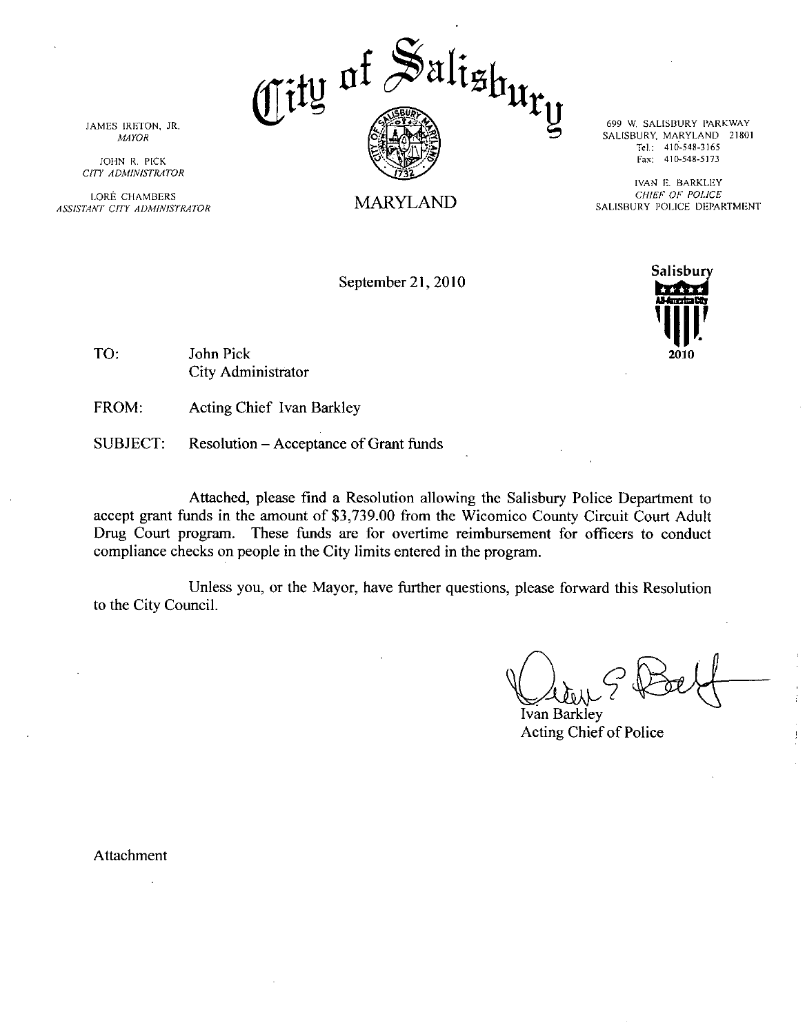JAMES IRETON, JR.
*MAYOR*

JOHN R. PICK
*CITY ADMINISTRATOR*

LORÉ CHAMBERS
*ASSISTANT CITY ADMINISTRATOR*

# City of Salisbury

MARYLAND

699 W. SALISBURY PARKWAY
SALISBURY, MARYLAND 21801
Tel.: 410-548-3165
Fax: 410-548-5173

IVAN E. BARKLEY
*CHIEF OF POLICE*
SALISBURY POLICE DEPARTMENT

Salisbury
All-America City
2010

September 21, 2010

TO: John Pick
City Administrator

FROM: Acting Chief Ivan Barkley

SUBJECT: Resolution – Acceptance of Grant funds

Attached, please find a Resolution allowing the Salisbury Police Department to accept grant funds in the amount of $3,739.00 from the Wicomico County Circuit Court Adult Drug Court program. These funds are for overtime reimbursement for officers to conduct compliance checks on people in the City limits entered in the program.

Unless you, or the Mayor, have further questions, please forward this Resolution to the City Council.

Ivan Barkley
Acting Chief of Police

Attachment